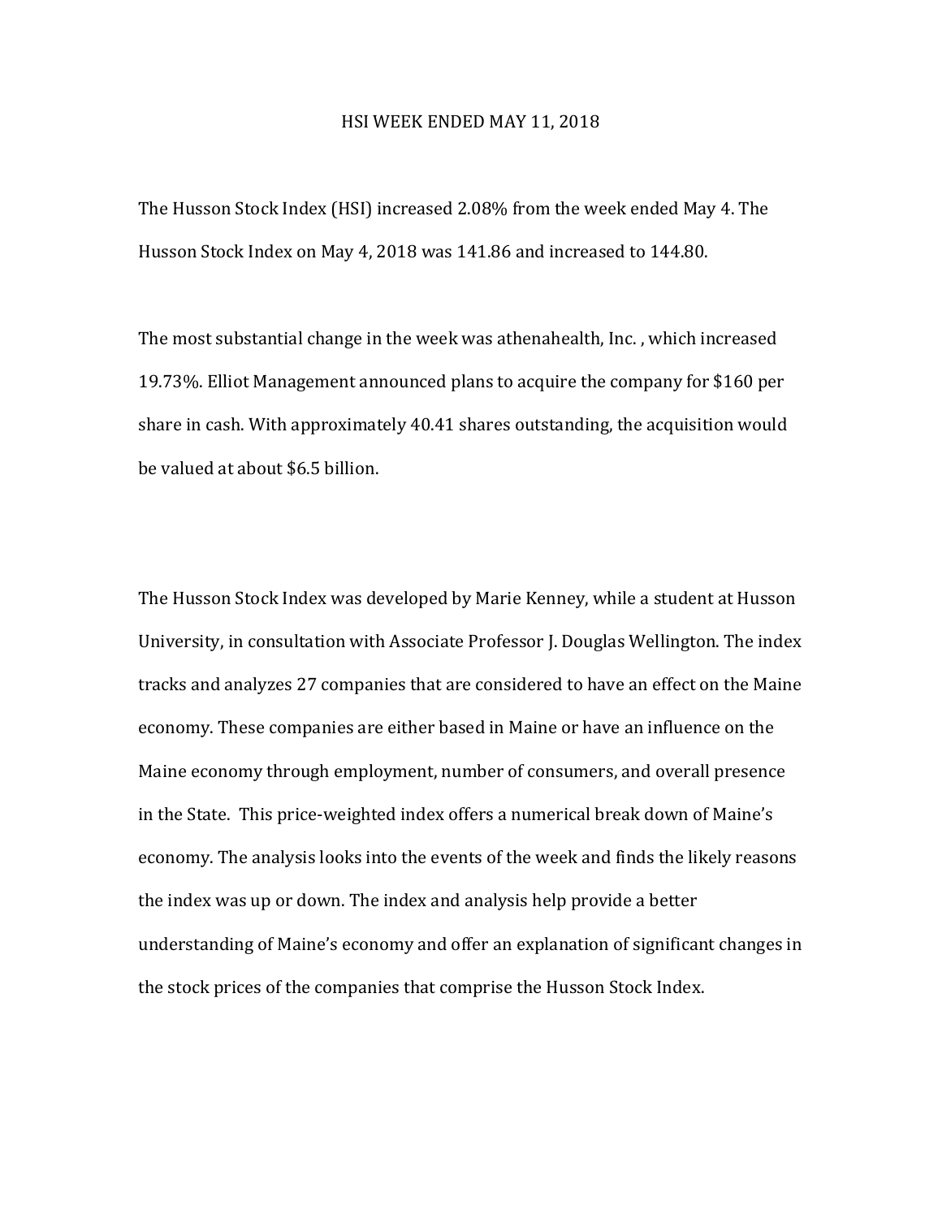# HSI WEEK ENDED MAY 11, 2018

The Husson Stock Index (HSI) increased 2.08% from the week ended May 4. The Husson Stock Index on May 4, 2018 was 141.86 and increased to 144.80.

The most substantial change in the week was athenahealth, Inc. , which increased 19.73%. Elliot Management announced plans to acquire the company for $160 per share in cash. With approximately 40.41 shares outstanding, the acquisition would be valued at about $6.5 billion.

The Husson Stock Index was developed by Marie Kenney, while a student at Husson University, in consultation with Associate Professor J. Douglas Wellington. The index tracks and analyzes 27 companies that are considered to have an effect on the Maine economy. These companies are either based in Maine or have an influence on the Maine economy through employment, number of consumers, and overall presence in the State. This price-weighted index offers a numerical break down of Maine's economy. The analysis looks into the events of the week and finds the likely reasons the index was up or down. The index and analysis help provide a better understanding of Maine's economy and offer an explanation of significant changes in the stock prices of the companies that comprise the Husson Stock Index.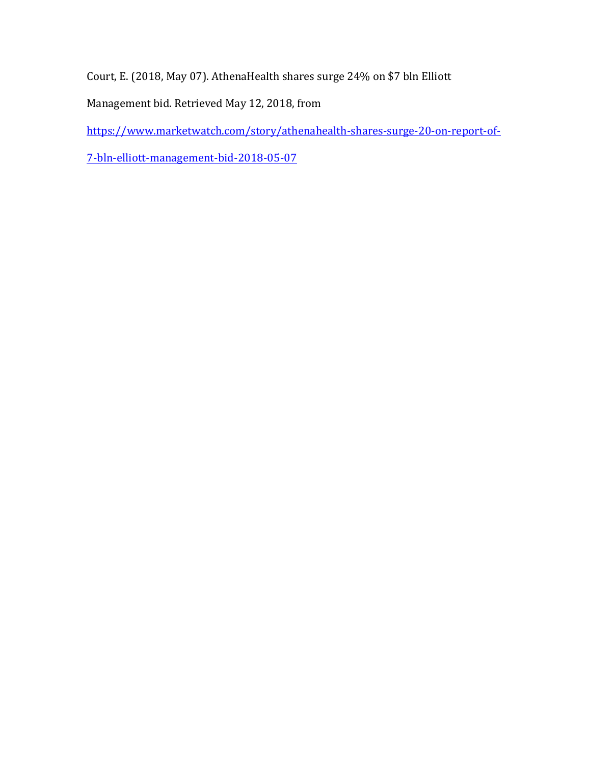Court, E. (2018, May 07). AthenaHealth shares surge 24% on $7 bln Elliott Management bid. Retrieved May 12, 2018, from https://www.marketwatch.com/story/athenahealth-shares-surge-20-on-report-of-7-bln-elliott-management-bid-2018-05-07